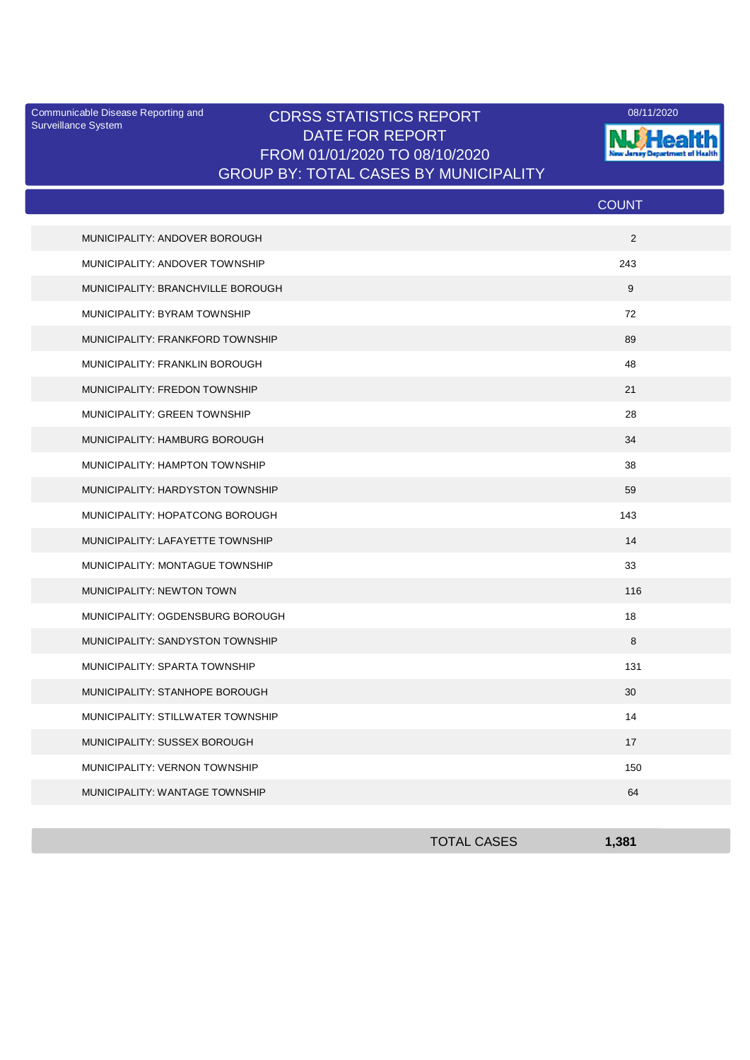Communicable Disease Reporting and Surveillance System

# CDRSS STATISTICS REPORT
## DATE FOR REPORT
## FROM 01/01/2020 TO 08/10/2020
## GROUP BY: TOTAL CASES BY MUNICIPALITY

08/11/2020

NJ Health
New Jersey Department of Health

| | COUNT |
|---|---|
| MUNICIPALITY: ANDOVER BOROUGH | 2 |
| MUNICIPALITY: ANDOVER TOWNSHIP | 243 |
| MUNICIPALITY: BRANCHVILLE BOROUGH | 9 |
| MUNICIPALITY: BYRAM TOWNSHIP | 72 |
| MUNICIPALITY: FRANKFORD TOWNSHIP | 89 |
| MUNICIPALITY: FRANKLIN BOROUGH | 48 |
| MUNICIPALITY: FREDON TOWNSHIP | 21 |
| MUNICIPALITY: GREEN TOWNSHIP | 28 |
| MUNICIPALITY: HAMBURG BOROUGH | 34 |
| MUNICIPALITY: HAMPTON TOWNSHIP | 38 |
| MUNICIPALITY: HARDYSTON TOWNSHIP | 59 |
| MUNICIPALITY: HOPATCONG BOROUGH | 143 |
| MUNICIPALITY: LAFAYETTE TOWNSHIP | 14 |
| MUNICIPALITY: MONTAGUE TOWNSHIP | 33 |
| MUNICIPALITY: NEWTON TOWN | 116 |
| MUNICIPALITY: OGDENSBURG BOROUGH | 18 |
| MUNICIPALITY: SANDYSTON TOWNSHIP | 8 |
| MUNICIPALITY: SPARTA TOWNSHIP | 131 |
| MUNICIPALITY: STANHOPE BOROUGH | 30 |
| MUNICIPALITY: STILLWATER TOWNSHIP | 14 |
| MUNICIPALITY: SUSSEX BOROUGH | 17 |
| MUNICIPALITY: VERNON TOWNSHIP | 150 |
| MUNICIPALITY: WANTAGE TOWNSHIP | 64 |
| TOTAL CASES | **1,381** |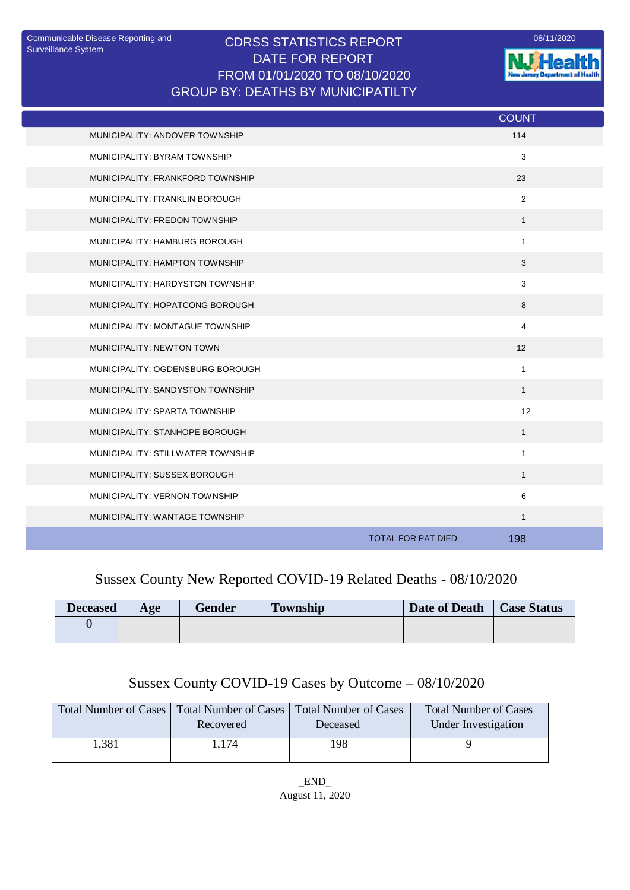Communicable Disease Reporting and Surveillance System

# CDRSS STATISTICS REPORT
# DATE FOR REPORT
# FROM 01/01/2020 TO 08/10/2020
# GROUP BY: DEATHS BY MUNICIPATILTY

08/11/2020

NJ Health New Jersey Department of Health

| | COUNT |
|---|---|
| MUNICIPALITY: ANDOVER TOWNSHIP | 114 |
| MUNICIPALITY: BYRAM TOWNSHIP | 3 |
| MUNICIPALITY: FRANKFORD TOWNSHIP | 23 |
| MUNICIPALITY: FRANKLIN BOROUGH | 2 |
| MUNICIPALITY: FREDON TOWNSHIP | 1 |
| MUNICIPALITY: HAMBURG BOROUGH | 1 |
| MUNICIPALITY: HAMPTON TOWNSHIP | 3 |
| MUNICIPALITY: HARDYSTON TOWNSHIP | 3 |
| MUNICIPALITY: HOPATCONG BOROUGH | 8 |
| MUNICIPALITY: MONTAGUE TOWNSHIP | 4 |
| MUNICIPALITY: NEWTON TOWN | 12 |
| MUNICIPALITY: OGDENSBURG BOROUGH | 1 |
| MUNICIPALITY: SANDYSTON TOWNSHIP | 1 |
| MUNICIPALITY: SPARTA TOWNSHIP | 12 |
| MUNICIPALITY: STANHOPE BOROUGH | 1 |
| MUNICIPALITY: STILLWATER TOWNSHIP | 1 |
| MUNICIPALITY: SUSSEX BOROUGH | 1 |
| MUNICIPALITY: VERNON TOWNSHIP | 6 |
| MUNICIPALITY: WANTAGE TOWNSHIP | 1 |
| TOTAL FOR PAT DIED | 198 |

## Sussex County New Reported COVID-19 Related Deaths - 08/10/2020

| Deceased | Age | Gender | Township | Date of Death | Case Status |
|---|---|---|---|---|---|
| 0 | | | | | |

## Sussex County COVID-19 Cases by Outcome – 08/10/2020

| Total Number of Cases | Total Number of Cases Recovered | Total Number of Cases Deceased | Total Number of Cases Under Investigation |
|---|---|---|---|
| 1,381 | 1,174 | 198 | 9 |

_END_
August 11, 2020